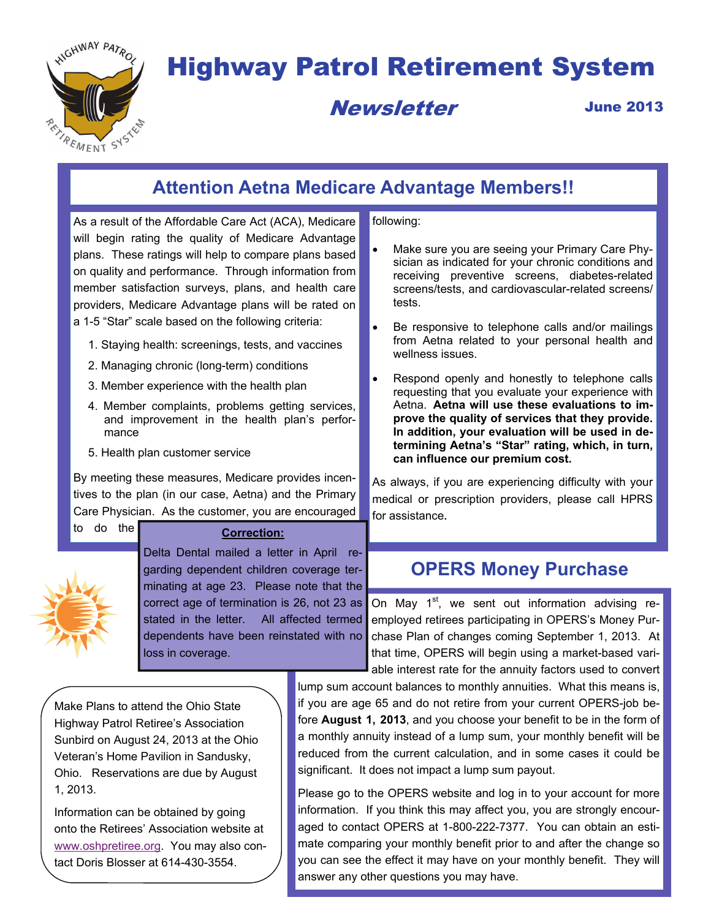# Highway Patrol Retirement System

## Newsletter

June 2013

## Attention Aetna Medicare Advantage Members!!

As a result of the Affordable Care Act (ACA), Medicare will begin rating the quality of Medicare Advantage plans. These ratings will help to compare plans based on quality and performance. Through information from member satisfaction surveys, plans, and health care providers, Medicare Advantage plans will be rated on a 1-5 "Star" scale based on the following criteria:

1. Staying health: screenings, tests, and vaccines
2. Managing chronic (long-term) conditions
3. Member experience with the health plan
4. Member complaints, problems getting services, and improvement in the health plan's performance
5. Health plan customer service

By meeting these measures, Medicare provides incentives to the plan (in our case, Aetna) and the Primary Care Physician. As the customer, you are encouraged to do the following:

- Make sure you are seeing your Primary Care Physician as indicated for your chronic conditions and receiving preventive screens, diabetes-related screens/tests, and cardiovascular-related screens/tests.
- Be responsive to telephone calls and/or mailings from Aetna related to your personal health and wellness issues.
- Respond openly and honestly to telephone calls requesting that you evaluate your experience with Aetna. **Aetna will use these evaluations to improve the quality of services that they provide. In addition, your evaluation will be used in determining Aetna's "Star" rating, which, in turn, can influence our premium cost.**

As always, if you are experiencing difficulty with your medical or prescription providers, please call HPRS for assistance.

**Correction:**

Delta Dental mailed a letter in April regarding dependent children coverage terminating at age 23. Please note that the correct age of termination is 26, not 23 as stated in the letter. All affected termed dependents have been reinstated with no loss in coverage.

## OPERS Money Purchase

On May 1st, we sent out information advising reemployed retirees participating in OPERS's Money Purchase Plan of changes coming September 1, 2013. At that time, OPERS will begin using a market-based variable interest rate for the annuity factors used to convert lump sum account balances to monthly annuities. What this means is, if you are age 65 and do not retire from your current OPERS-job before **August 1, 2013**, and you choose your benefit to be in the form of a monthly annuity instead of a lump sum, your monthly benefit will be reduced from the current calculation, and in some cases it could be significant. It does not impact a lump sum payout.

Please go to the OPERS website and log in to your account for more information. If you think this may affect you, you are strongly encouraged to contact OPERS at 1-800-222-7377. You can obtain an estimate comparing your monthly benefit prior to and after the change so you can see the effect it may have on your monthly benefit. They will answer any other questions you may have.

Make Plans to attend the Ohio State Highway Patrol Retiree's Association Sunbird on August 24, 2013 at the Ohio Veteran's Home Pavilion in Sandusky, Ohio. Reservations are due by August 1, 2013.

Information can be obtained by going onto the Retirees' Association website at www.oshpretiree.org. You may also contact Doris Blosser at 614-430-3554.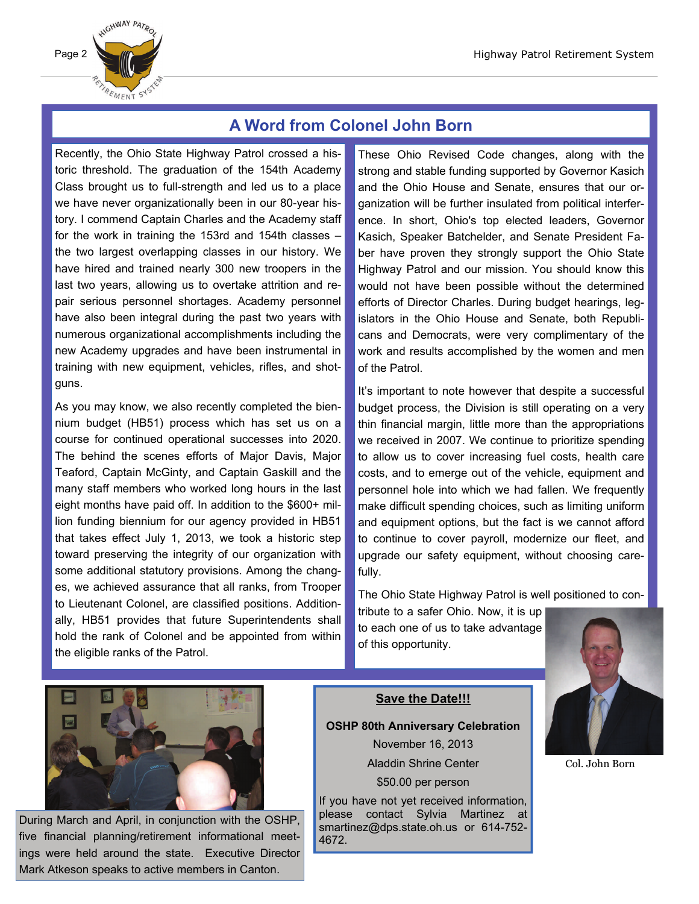## A Word from Colonel John Born

Recently, the Ohio State Highway Patrol crossed a historic threshold. The graduation of the 154th Academy Class brought us to full-strength and led us to a place we have never organizationally been in our 80-year history. I commend Captain Charles and the Academy staff for the work in training the 153rd and 154th classes – the two largest overlapping classes in our history. We have hired and trained nearly 300 new troopers in the last two years, allowing us to overtake attrition and repair serious personnel shortages. Academy personnel have also been integral during the past two years with numerous organizational accomplishments including the new Academy upgrades and have been instrumental in training with new equipment, vehicles, rifles, and shotguns.

As you may know, we also recently completed the biennium budget (HB51) process which has set us on a course for continued operational successes into 2020. The behind the scenes efforts of Major Davis, Major Teaford, Captain McGinty, and Captain Gaskill and the many staff members who worked long hours in the last eight months have paid off. In addition to the $600+ million funding biennium for our agency provided in HB51 that takes effect July 1, 2013, we took a historic step toward preserving the integrity of our organization with some additional statutory provisions. Among the changes, we achieved assurance that all ranks, from Trooper to Lieutenant Colonel, are classified positions. Additionally, HB51 provides that future Superintendents shall hold the rank of Colonel and be appointed from within the eligible ranks of the Patrol.

These Ohio Revised Code changes, along with the strong and stable funding supported by Governor Kasich and the Ohio House and Senate, ensures that our organization will be further insulated from political interference. In short, Ohio's top elected leaders, Governor Kasich, Speaker Batchelder, and Senate President Faber have proven they strongly support the Ohio State Highway Patrol and our mission. You should know this would not have been possible without the determined efforts of Director Charles. During budget hearings, legislators in the Ohio House and Senate, both Republicans and Democrats, were very complimentary of the work and results accomplished by the women and men of the Patrol.

It's important to note however that despite a successful budget process, the Division is still operating on a very thin financial margin, little more than the appropriations we received in 2007. We continue to prioritize spending to allow us to cover increasing fuel costs, health care costs, and to emerge out of the vehicle, equipment and personnel hole into which we had fallen. We frequently make difficult spending choices, such as limiting uniform and equipment options, but the fact is we cannot afford to continue to cover payroll, modernize our fleet, and upgrade our safety equipment, without choosing carefully.

The Ohio State Highway Patrol is well positioned to contribute to a safer Ohio. Now, it is up to each one of us to take advantage of this opportunity.

Col. John Born

During March and April, in conjunction with the OSHP, five financial planning/retirement informational meetings were held around the state. Executive Director Mark Atkeson speaks to active members in Canton.

**Save the Date!!!**

**OSHP 80th Anniversary Celebration**

November 16, 2013

Aladdin Shrine Center

$50.00 per person

If you have not yet received information, please contact Sylvia Martinez at smartinez@dps.state.oh.us or 614-752-4672.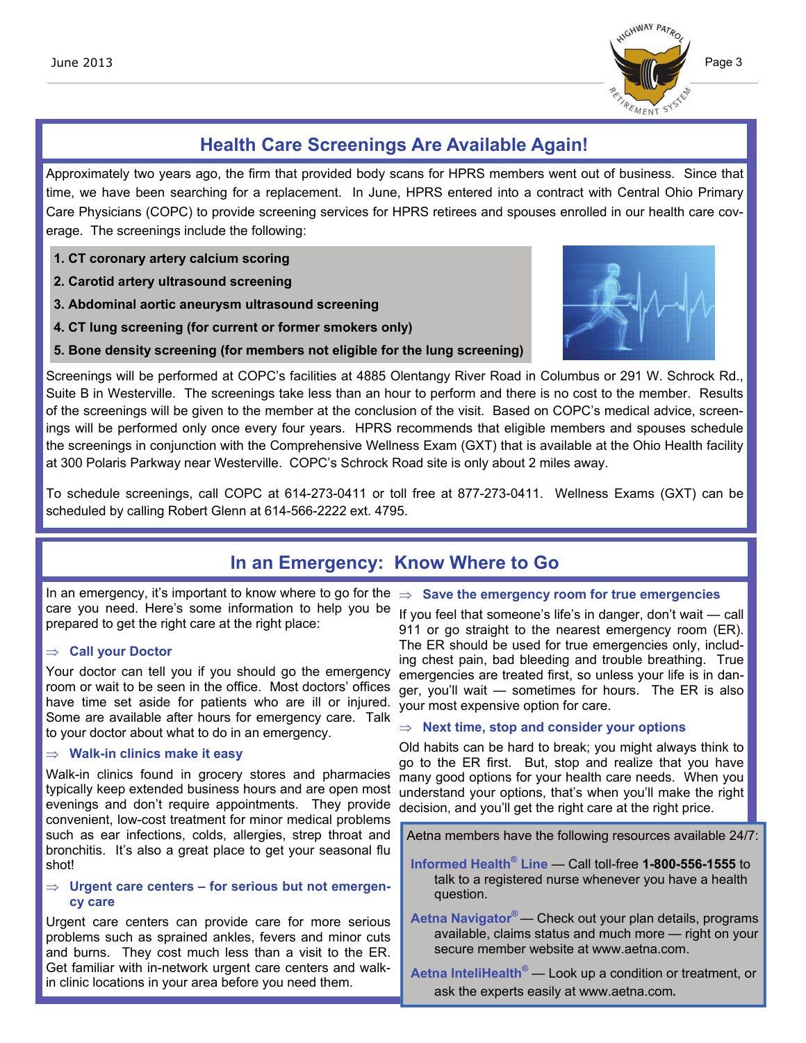## Health Care Screenings Are Available Again!

Approximately two years ago, the firm that provided body scans for HPRS members went out of business. Since that time, we have been searching for a replacement. In June, HPRS entered into a contract with Central Ohio Primary Care Physicians (COPC) to provide screening services for HPRS retirees and spouses enrolled in our health care coverage. The screenings include the following:

1. **CT coronary artery calcium scoring**
2. **Carotid artery ultrasound screening**
3. **Abdominal aortic aneurysm ultrasound screening**
4. **CT lung screening (for current or former smokers only)**
5. **Bone density screening (for members not eligible for the lung screening)**

Screenings will be performed at COPC's facilities at 4885 Olentangy River Road in Columbus or 291 W. Schrock Rd., Suite B in Westerville. The screenings take less than an hour to perform and there is no cost to the member. Results of the screenings will be given to the member at the conclusion of the visit. Based on COPC's medical advice, screenings will be performed only once every four years. HPRS recommends that eligible members and spouses schedule the screenings in conjunction with the Comprehensive Wellness Exam (GXT) that is available at the Ohio Health facility at 300 Polaris Parkway near Westerville. COPC's Schrock Road site is only about 2 miles away.

To schedule screenings, call COPC at 614-273-0411 or toll free at 877-273-0411. Wellness Exams (GXT) can be scheduled by calling Robert Glenn at 614-566-2222 ext. 4795.

## In an Emergency: Know Where to Go

In an emergency, it's important to know where to go for the care you need. Here's some information to help you be prepared to get the right care at the right place:

### ⇒ Call your Doctor

Your doctor can tell you if you should go the emergency room or wait to be seen in the office. Most doctors' offices have time set aside for patients who are ill or injured. Some are available after hours for emergency care. Talk to your doctor about what to do in an emergency.

### ⇒ Walk-in clinics make it easy

Walk-in clinics found in grocery stores and pharmacies typically keep extended business hours and are open most evenings and don't require appointments. They provide convenient, low-cost treatment for minor medical problems such as ear infections, colds, allergies, strep throat and bronchitis. It's also a great place to get your seasonal flu shot!

### ⇒ Urgent care centers – for serious but not emergency care

Urgent care centers can provide care for more serious problems such as sprained ankles, fevers and minor cuts and burns. They cost much less than a visit to the ER. Get familiar with in-network urgent care centers and walk-in clinic locations in your area before you need them.

### ⇒ Save the emergency room for true emergencies

If you feel that someone's life's in danger, don't wait — call 911 or go straight to the nearest emergency room (ER). The ER should be used for true emergencies only, including chest pain, bad bleeding and trouble breathing. True emergencies are treated first, so unless your life is in danger, you'll wait — sometimes for hours. The ER is also your most expensive option for care.

### ⇒ Next time, stop and consider your options

Old habits can be hard to break; you might always think to go to the ER first. But, stop and realize that you have many good options for your health care needs. When you understand your options, that's when you'll make the right decision, and you'll get the right care at the right price.

Aetna members have the following resources available 24/7:

**Informed Health® Line** — Call toll-free **1-800-556-1555** to talk to a registered nurse whenever you have a health question.

**Aetna Navigator®** — Check out your plan details, programs available, claims status and much more — right on your secure member website at www.aetna.com.

**Aetna InteliHealth®** — Look up a condition or treatment, or ask the experts easily at www.aetna.com.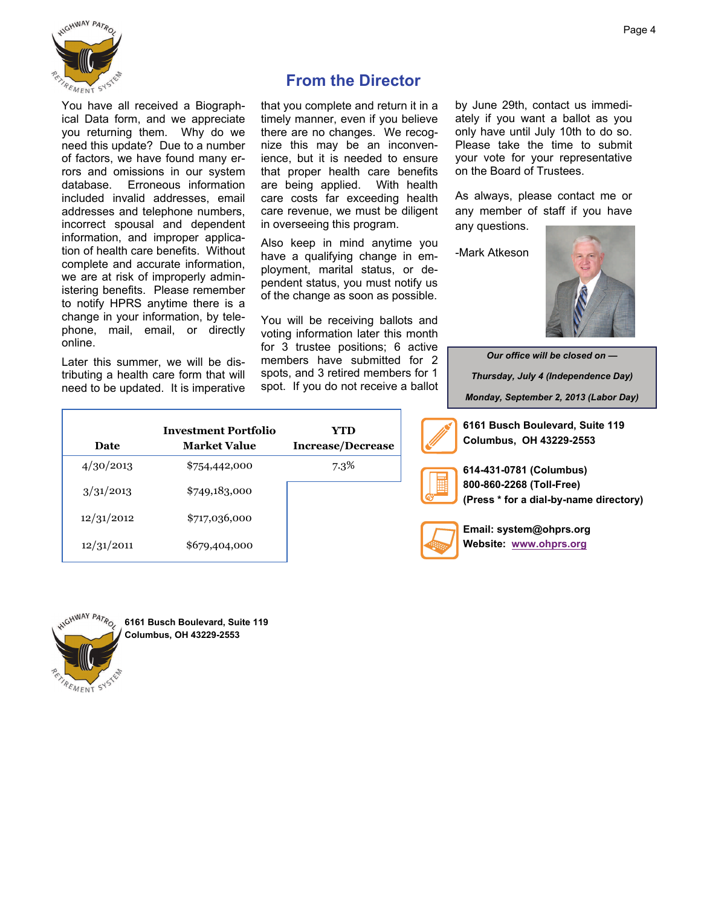## From the Director

You have all received a Biographical Data form, and we appreciate you returning them. Why do we need this update? Due to a number of factors, we have found many errors and omissions in our system database. Erroneous information included invalid addresses, email addresses and telephone numbers, incorrect spousal and dependent information, and improper application of health care benefits. Without complete and accurate information, we are at risk of improperly administering benefits. Please remember to notify HPRS anytime there is a change in your information, by telephone, mail, email, or directly online.

Later this summer, we will be distributing a health care form that will need to be updated. It is imperative that you complete and return it in a timely manner, even if you believe there are no changes. We recognize this may be an inconvenience, but it is needed to ensure that proper health care benefits are being applied. With health care costs far exceeding health care revenue, we must be diligent in overseeing this program.

Also keep in mind anytime you have a qualifying change in employment, marital status, or dependent status, you must notify us of the change as soon as possible.

You will be receiving ballots and voting information later this month for 3 trustee positions; 6 active members have submitted for 2 spots, and 3 retired members for 1 spot. If you do not receive a ballot by June 29th, contact us immediately if you want a ballot as you only have until July 10th to do so. Please take the time to submit your vote for your representative on the Board of Trustees.

As always, please contact me or any member of staff if you have any questions.

-Mark Atkeson

***Our office will be closed on —***

***Thursday, July 4 (Independence Day)***

***Monday, September 2, 2013 (Labor Day)***

| Date | Investment Portfolio Market Value | YTD Increase/Decrease |
|---|---|---|
| 4/30/2013 | $754,442,000 | 7.3% |
| 3/31/2013 | $749,183,000 | |
| 12/31/2012 | $717,036,000 | |
| 12/31/2011 | $679,404,000 | |

**6161 Busch Boulevard, Suite 119**
**Columbus, OH 43229-2553**

**614-431-0781 (Columbus)**
**800-860-2268 (Toll-Free)**
**(Press * for a dial-by-name directory)**

**Email: system@ohprs.org**
**Website: www.ohprs.org**

**6161 Busch Boulevard, Suite 119**
**Columbus, OH 43229-2553**